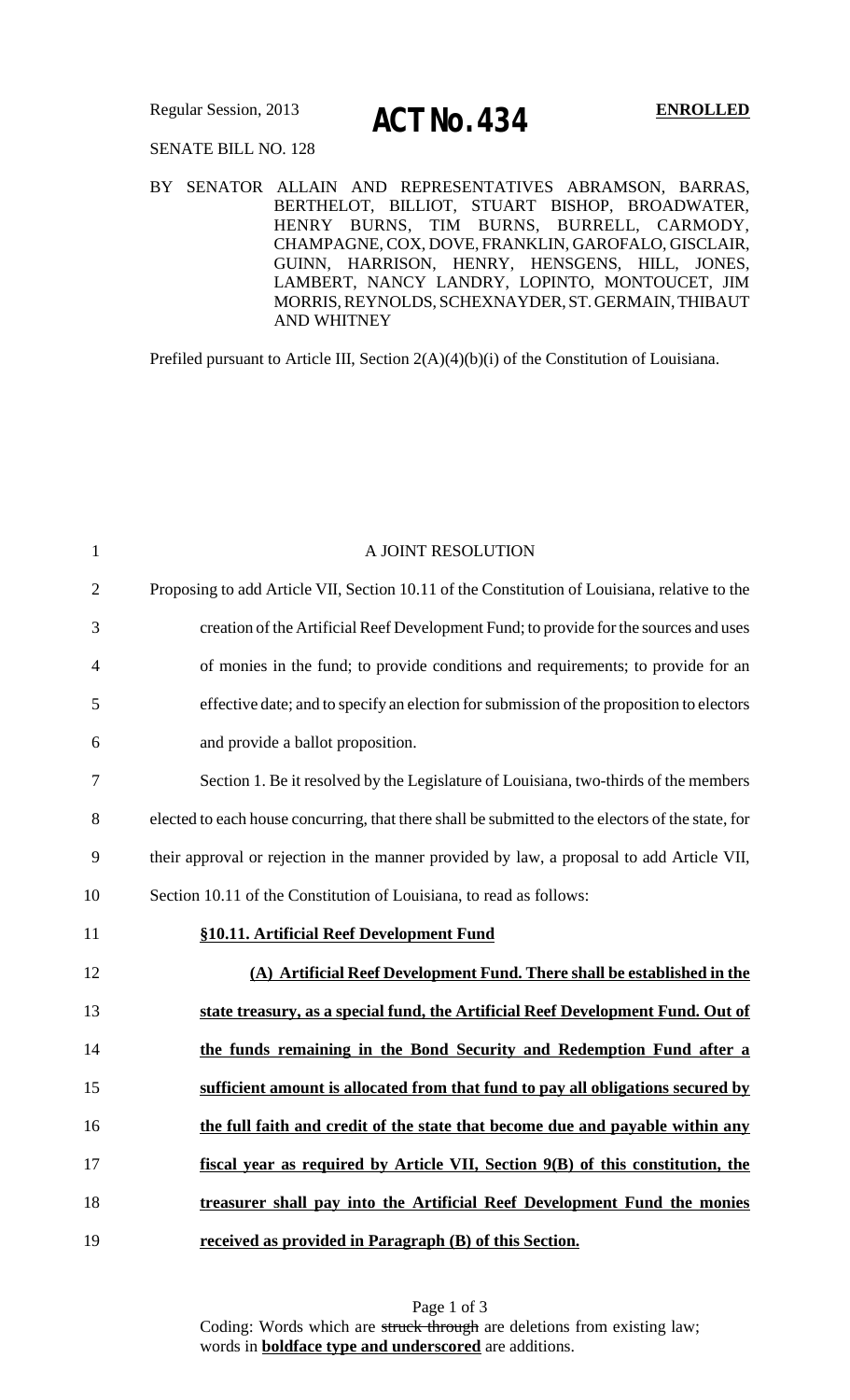Regular Session, 2013

# ACT No. 434

**ENROLLED**

SENATE BILL NO. 128

BY SENATOR ALLAIN AND REPRESENTATIVES ABRAMSON, BARRAS, BERTHELOT, BILLIOT, STUART BISHOP, BROADWATER, HENRY BURNS, TIM BURNS, BURRELL, CARMODY, CHAMPAGNE, COX, DOVE, FRANKLIN, GAROFALO, GISCLAIR, GUINN, HARRISON, HENRY, HENSGENS, HILL, JONES, LAMBERT, NANCY LANDRY, LOPINTO, MONTOUCET, JIM MORRIS, REYNOLDS, SCHEXNAYDER, ST. GERMAIN, THIBAUT AND WHITNEY

Prefiled pursuant to Article III, Section 2(A)(4)(b)(i) of the Constitution of Louisiana.

A JOINT RESOLUTION

Proposing to add Article VII, Section 10.11 of the Constitution of Louisiana, relative to the creation of the Artificial Reef Development Fund; to provide for the sources and uses of monies in the fund; to provide conditions and requirements; to provide for an effective date; and to specify an election for submission of the proposition to electors and provide a ballot proposition.

Section 1. Be it resolved by the Legislature of Louisiana, two-thirds of the members elected to each house concurring, that there shall be submitted to the electors of the state, for their approval or rejection in the manner provided by law, a proposal to add Article VII, Section 10.11 of the Constitution of Louisiana, to read as follows:

**§10.11. Artificial Reef Development Fund**

**(A) Artificial Reef Development Fund. There shall be established in the state treasury, as a special fund, the Artificial Reef Development Fund. Out of the funds remaining in the Bond Security and Redemption Fund after a sufficient amount is allocated from that fund to pay all obligations secured by the full faith and credit of the state that become due and payable within any fiscal year as required by Article VII, Section 9(B) of this constitution, the treasurer shall pay into the Artificial Reef Development Fund the monies received as provided in Paragraph (B) of this Section.**

Coding: Words which are ~~struck through~~ are deletions from existing law; words in **boldface type and underscored** are additions.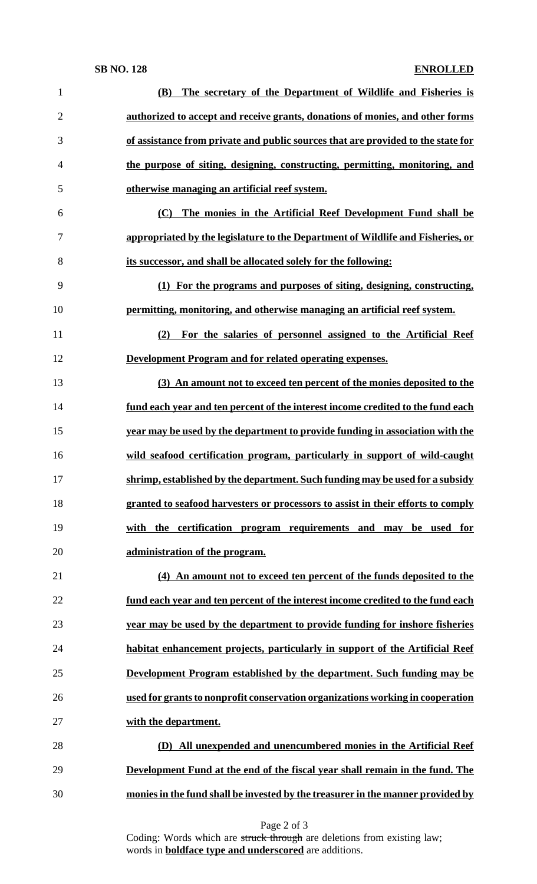**(B) The secretary of the Department of Wildlife and Fisheries is authorized to accept and receive grants, donations of monies, and other forms of assistance from private and public sources that are provided to the state for the purpose of siting, designing, constructing, permitting, monitoring, and otherwise managing an artificial reef system.**

**(C) The monies in the Artificial Reef Development Fund shall be appropriated by the legislature to the Department of Wildlife and Fisheries, or its successor, and shall be allocated solely for the following:**

**(1) For the programs and purposes of siting, designing, constructing, permitting, monitoring, and otherwise managing an artificial reef system.**

**(2) For the salaries of personnel assigned to the Artificial Reef Development Program and for related operating expenses.**

**(3) An amount not to exceed ten percent of the monies deposited to the fund each year and ten percent of the interest income credited to the fund each year may be used by the department to provide funding in association with the wild seafood certification program, particularly in support of wild-caught shrimp, established by the department. Such funding may be used for a subsidy granted to seafood harvesters or processors to assist in their efforts to comply with the certification program requirements and may be used for administration of the program.**

**(4) An amount not to exceed ten percent of the funds deposited to the fund each year and ten percent of the interest income credited to the fund each year may be used by the department to provide funding for inshore fisheries habitat enhancement projects, particularly in support of the Artificial Reef Development Program established by the department. Such funding may be used for grants to nonprofit conservation organizations working in cooperation with the department.**

**(D) All unexpended and unencumbered monies in the Artificial Reef Development Fund at the end of the fiscal year shall remain in the fund. The monies in the fund shall be invested by the treasurer in the manner provided by**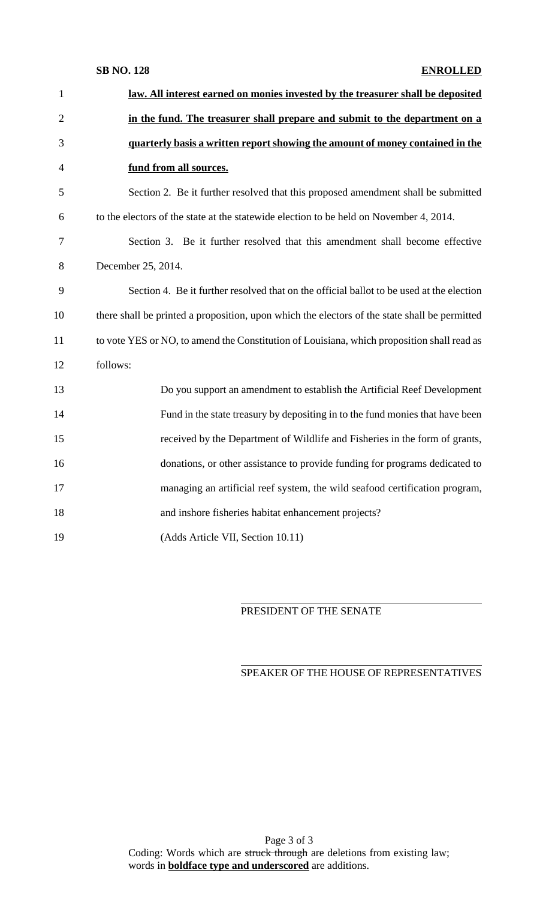**law. All interest earned on monies invested by the treasurer shall be deposited in the fund. The treasurer shall prepare and submit to the department on a quarterly basis a written report showing the amount of money contained in the fund from all sources.**

Section 2. Be it further resolved that this proposed amendment shall be submitted to the electors of the state at the statewide election to be held on November 4, 2014.

Section 3. Be it further resolved that this amendment shall become effective December 25, 2014.

Section 4. Be it further resolved that on the official ballot to be used at the election there shall be printed a proposition, upon which the electors of the state shall be permitted to vote YES or NO, to amend the Constitution of Louisiana, which proposition shall read as follows:

> Do you support an amendment to establish the Artificial Reef Development Fund in the state treasury by depositing in to the fund monies that have been received by the Department of Wildlife and Fisheries in the form of grants, donations, or other assistance to provide funding for programs dedicated to managing an artificial reef system, the wild seafood certification program, and inshore fisheries habitat enhancement projects?
>
> (Adds Article VII, Section 10.11)

PRESIDENT OF THE SENATE

SPEAKER OF THE HOUSE OF REPRESENTATIVES

Coding: Words which are ~~struck through~~ are deletions from existing law; words in **boldface type and underscored** are additions.